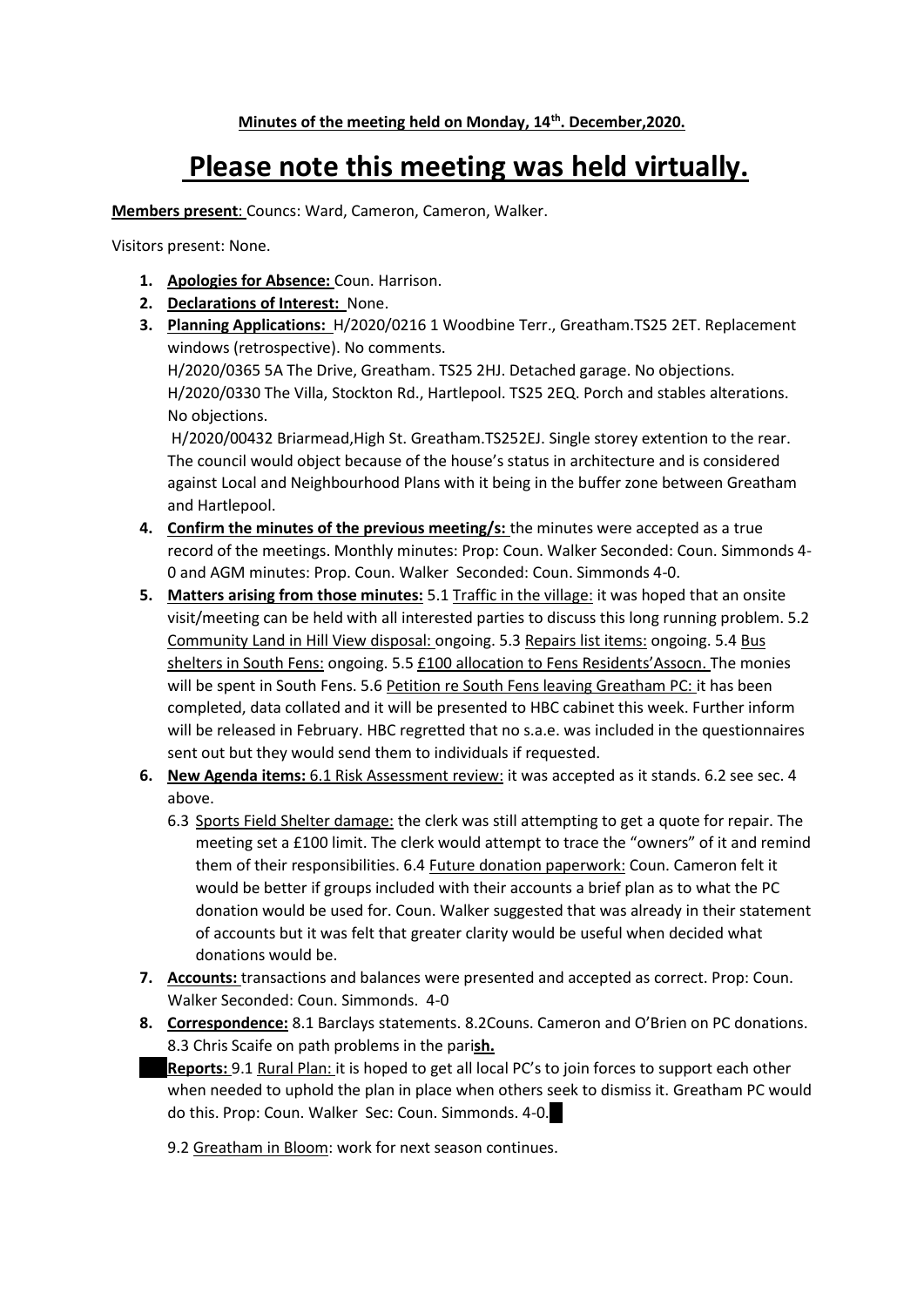**Minutes of the meeting held on Monday, 14th. December,2020.**

# Please note this meeting was held virtually.

**Members present**: Councs: Ward, Cameron, Cameron, Walker.

Visitors present: None.

1. **Apologies for Absence:** Coun. Harrison.
2. **Declarations of Interest:** None.
3. **Planning Applications:** H/2020/0216 1 Woodbine Terr., Greatham.TS25 2ET. Replacement windows (retrospective). No comments.
   H/2020/0365 5A The Drive, Greatham. TS25 2HJ. Detached garage. No objections.
   H/2020/0330 The Villa, Stockton Rd., Hartlepool. TS25 2EQ. Porch and stables alterations. No objections.
   H/2020/00432 Briarmead,High St. Greatham.TS252EJ. Single storey extention to the rear. The council would object because of the house's status in architecture and is considered against Local and Neighbourhood Plans with it being in the buffer zone between Greatham and Hartlepool.
4. **Confirm the minutes of the previous meeting/s:** the minutes were accepted as a true record of the meetings. Monthly minutes: Prop: Coun. Walker Seconded: Coun. Simmonds 4-0 and AGM minutes: Prop. Coun. Walker Seconded: Coun. Simmonds 4-0.
5. **Matters arising from those minutes:** 5.1 Traffic in the village: it was hoped that an onsite visit/meeting can be held with all interested parties to discuss this long running problem. 5.2 Community Land in Hill View disposal: ongoing. 5.3 Repairs list items: ongoing. 5.4 Bus shelters in South Fens: ongoing. 5.5 £100 allocation to Fens Residents'Assocn. The monies will be spent in South Fens. 5.6 Petition re South Fens leaving Greatham PC: it has been completed, data collated and it will be presented to HBC cabinet this week. Further inform will be released in February. HBC regretted that no s.a.e. was included in the questionnaires sent out but they would send them to individuals if requested.
6. **New Agenda items:** 6.1 Risk Assessment review: it was accepted as it stands. 6.2 see sec. 4 above.
   6.3 Sports Field Shelter damage: the clerk was still attempting to get a quote for repair. The meeting set a £100 limit. The clerk would attempt to trace the "owners" of it and remind them of their responsibilities. 6.4 Future donation paperwork: Coun. Cameron felt it would be better if groups included with their accounts a brief plan as to what the PC donation would be used for. Coun. Walker suggested that was already in their statement of accounts but it was felt that greater clarity would be useful when decided what donations would be.
7. **Accounts:** transactions and balances were presented and accepted as correct. Prop: Coun. Walker Seconded: Coun. Simmonds. 4-0
8. **Correspondence:** 8.1 Barclays statements. 8.2Couns. Cameron and O'Brien on PC donations. 8.3 Chris Scaife on path problems in the pari**sh.**

**Reports:** 9.1 Rural Plan: it is hoped to get all local PC's to join forces to support each other when needed to uphold the plan in place when others seek to dismiss it. Greatham PC would do this. Prop: Coun. Walker Sec: Coun. Simmonds. 4-0.

9.2 Greatham in Bloom: work for next season continues.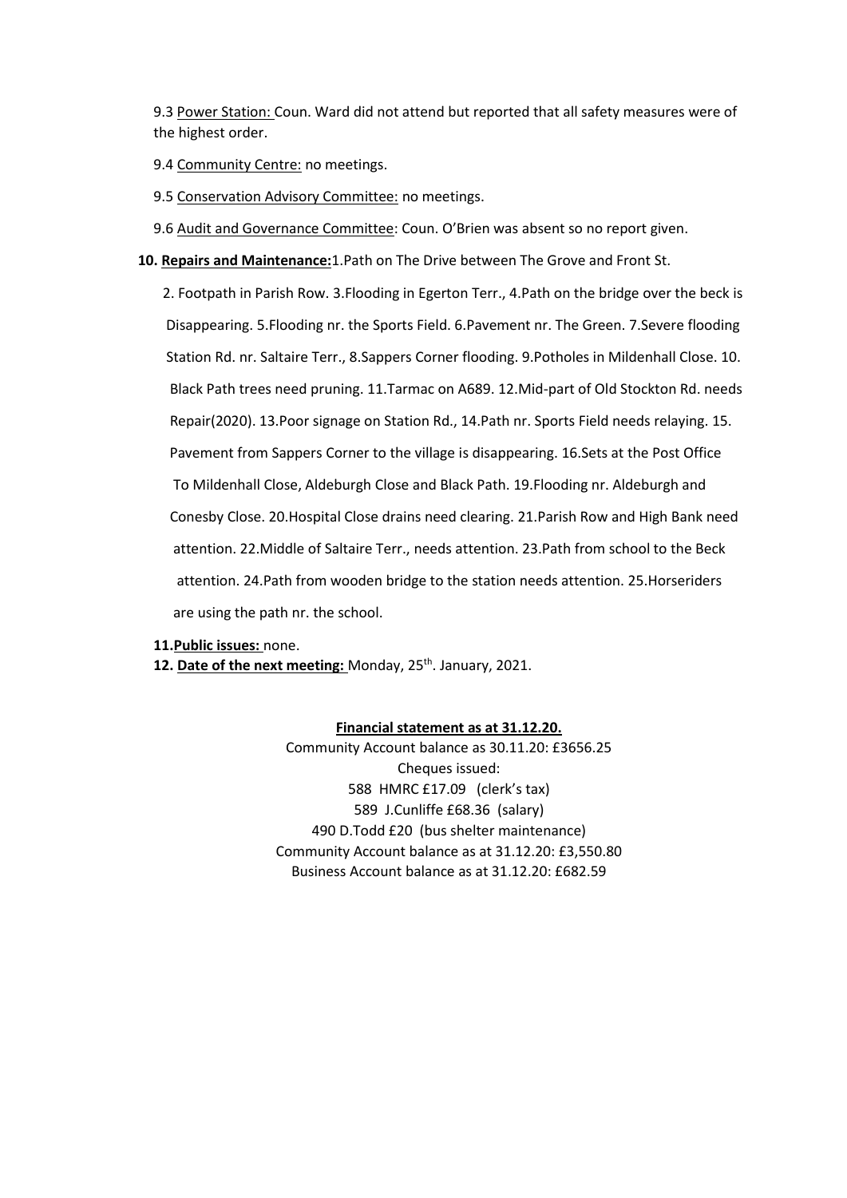9.3 Power Station: Coun. Ward did not attend but reported that all safety measures were of the highest order.

9.4 Community Centre: no meetings.

9.5 Conservation Advisory Committee: no meetings.

9.6 Audit and Governance Committee: Coun. O'Brien was absent so no report given.

**10. Repairs and Maintenance:** 1.Path on The Drive between The Grove and Front St. 2. Footpath in Parish Row. 3.Flooding in Egerton Terr., 4.Path on the bridge over the beck is Disappearing. 5.Flooding nr. the Sports Field. 6.Pavement nr. The Green. 7.Severe flooding Station Rd. nr. Saltaire Terr., 8.Sappers Corner flooding. 9.Potholes in Mildenhall Close. 10. Black Path trees need pruning. 11.Tarmac on A689. 12.Mid-part of Old Stockton Rd. needs Repair(2020). 13.Poor signage on Station Rd., 14.Path nr. Sports Field needs relaying. 15. Pavement from Sappers Corner to the village is disappearing. 16.Sets at the Post Office To Mildenhall Close, Aldeburgh Close and Black Path. 19.Flooding nr. Aldeburgh and Conesby Close. 20.Hospital Close drains need clearing. 21.Parish Row and High Bank need attention. 22.Middle of Saltaire Terr., needs attention. 23.Path from school to the Beck attention. 24.Path from wooden bridge to the station needs attention. 25.Horseriders are using the path nr. the school.

**11. Public issues:** none.

**12. Date of the next meeting:** Monday, 25th. January, 2021.

**Financial statement as at 31.12.20.**

Community Account balance as 30.11.20: £3656.25

Cheques issued:

588 HMRC £17.09 (clerk's tax)

589 J.Cunliffe £68.36 (salary)

490 D.Todd £20 (bus shelter maintenance)

Community Account balance as at 31.12.20: £3,550.80

Business Account balance as at 31.12.20: £682.59